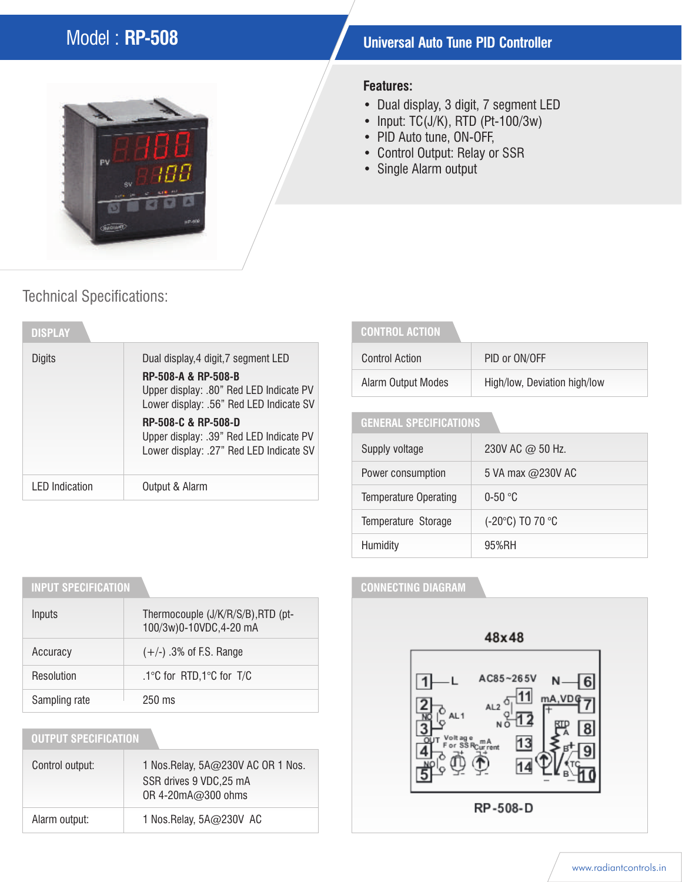# Model : RP-508

## Universal Auto Tune PID Controller

**Features:**

- Dual display, 3 digit, 7 segment LED
- Input: TC(J/K), RTD (Pt-100/3w)
- PID Auto tune, ON-OFF,
- Control Output: Relay or SSR
- Single Alarm output

## Technical Specifications:

### DISPLAY

| | |
|---|---|
| Digits | Dual display,4 digit,7 segment LED<br>**RP-508-A & RP-508-B**<br>Upper display: .80” Red LED Indicate PV<br>Lower display: .56” Red LED Indicate SV<br>**RP-508-C & RP-508-D**<br>Upper display: .39” Red LED Indicate PV<br>Lower display: .27” Red LED Indicate SV |
| LED Indication | Output & Alarm |

### CONTROL ACTION

| | |
|---|---|
| Control Action | PID or ON/OFF |
| Alarm Output Modes | High/low, Deviation high/low |

### GENERAL SPECIFICATIONS

| | |
|---|---|
| Supply voltage | 230V AC @ 50 Hz. |
| Power consumption | 5 VA max @230V AC |
| Temperature Operating | 0-50 °C |
| Temperature Storage | (-20°C) TO 70 °C |
| Humidity | 95%RH |

### INPUT SPECIFICATION

| | |
|---|---|
| Inputs | Thermocouple (J/K/R/S/B),RTD (pt-100/3w)0-10VDC,4-20 mA |
| Accuracy | (+/-) .3% of F.S. Range |
| Resolution | .1°C for RTD,1°C for T/C |
| Sampling rate | 250 ms |

### OUTPUT SPECIFICATION

| | |
|---|---|
| Control output: | 1 Nos.Relay, 5A@230V AC OR 1 Nos. SSR drives 9 VDC,25 mA<br>OR 4-20mA@300 ohms |
| Alarm output: | 1 Nos.Relay, 5A@230V AC |

### CONNECTING DIAGRAM

48x48

1 — L; AC85~265V; N — 6; 2, 3: NO AL1; AL2 11, 12 NO; mA,VDC 7; RTD A 8; B 9; TC B 10; 4, 5: OUT NO, Voltage For SSR, mA Current; 13; 14

RP-508-D

www.radiantcontrols.in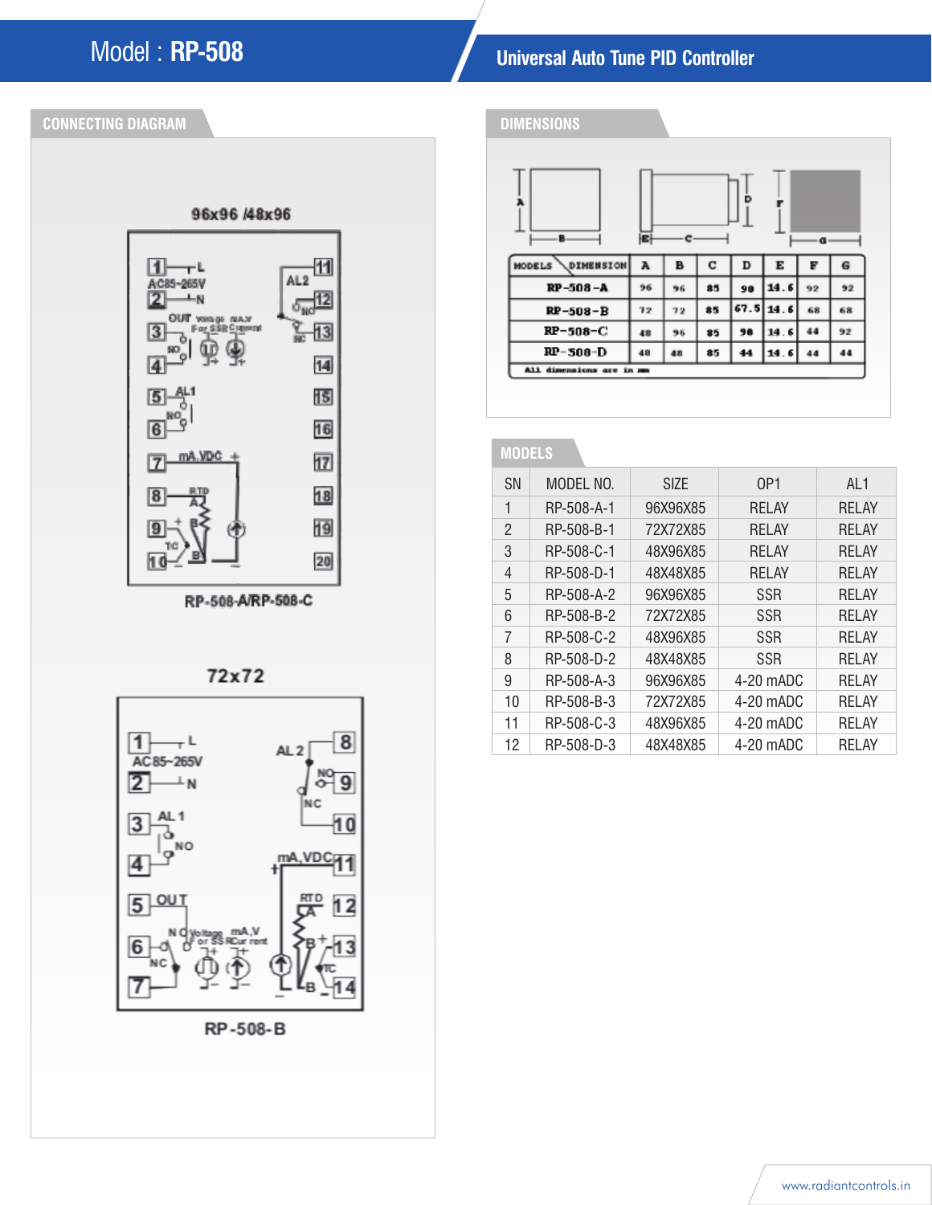# Model : **RP-508**

## Universal Auto Tune PID Controller

### CONNECTING DIAGRAM

96x96 /48x96

1 L
AC85~265V
2 N
3 OUT Voltage mA,V For SSR Current
4 NO
5 AL1
6 NO
7 mA,VDC +
8 RTD A
9 + B
10 T/C B
11 AL2
12 NO
13 NC
14
15
16
17
18
19
20

RP-508-A/RP-508-C

72x72

1 L
AC85~265V
2 N
3 AL 1
4 NO
5 OUT
6 NO Voltage for SSR mA,V Current
7 NC
8 AL 2
9 NO
10 NC
11 mA,VDC
12 RTD A
13 B +
14 TC B

RP-508-B

### DIMENSIONS

| MODELS \ DIMENSION | A | B | C | D | E | F | G |
|---|---|---|---|---|---|---|---|
| RP-508-A | 96 | 96 | 85 | 90 | 14.6 | 92 | 92 |
| RP-508-B | 72 | 72 | 85 | 67.5 | 14.6 | 68 | 68 |
| RP-508-C | 48 | 96 | 85 | 90 | 14.6 | 44 | 92 |
| RP-508-D | 48 | 48 | 85 | 44 | 14.6 | 44 | 44 |

All dimensions are in mm

### MODELS

| SN | MODEL NO. | SIZE | OP1 | AL1 |
|---|---|---|---|---|
| 1 | RP-508-A-1 | 96X96X85 | RELAY | RELAY |
| 2 | RP-508-B-1 | 72X72X85 | RELAY | RELAY |
| 3 | RP-508-C-1 | 48X96X85 | RELAY | RELAY |
| 4 | RP-508-D-1 | 48X48X85 | RELAY | RELAY |
| 5 | RP-508-A-2 | 96X96X85 | SSR | RELAY |
| 6 | RP-508-B-2 | 72X72X85 | SSR | RELAY |
| 7 | RP-508-C-2 | 48X96X85 | SSR | RELAY |
| 8 | RP-508-D-2 | 48X48X85 | SSR | RELAY |
| 9 | RP-508-A-3 | 96X96X85 | 4-20 mADC | RELAY |
| 10 | RP-508-B-3 | 72X72X85 | 4-20 mADC | RELAY |
| 11 | RP-508-C-3 | 48X96X85 | 4-20 mADC | RELAY |
| 12 | RP-508-D-3 | 48X48X85 | 4-20 mADC | RELAY |

www.radiantcontrols.in